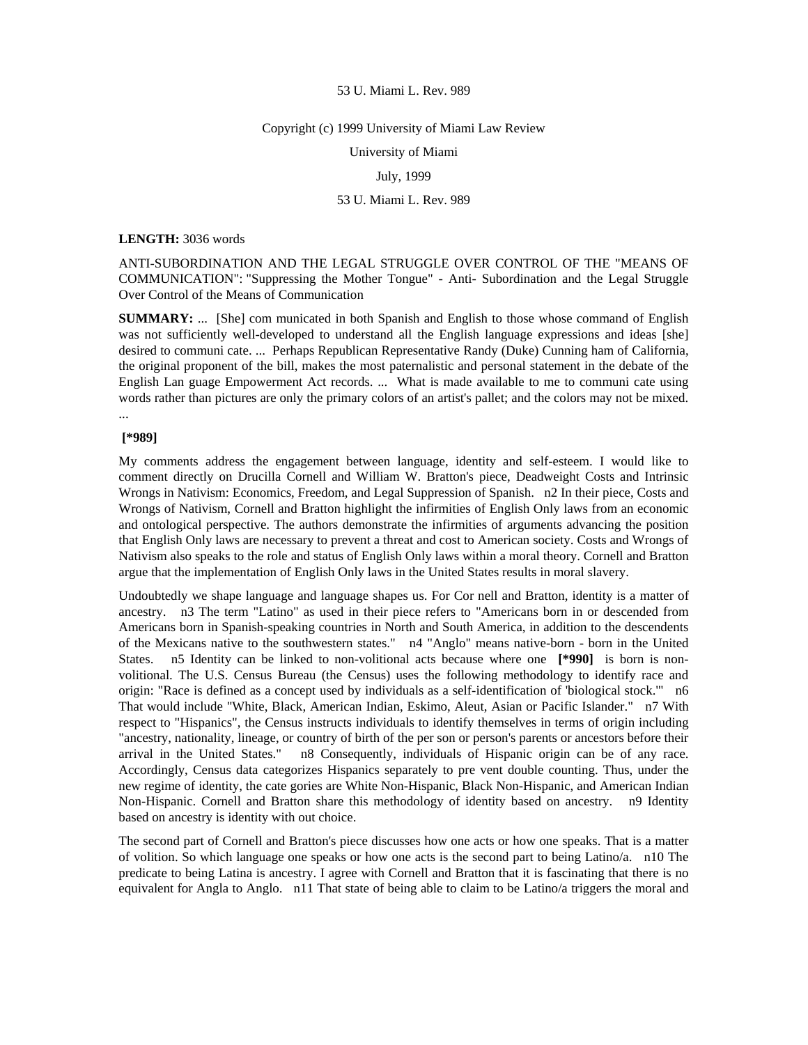53 U. Miami L. Rev. 989

Copyright (c) 1999 University of Miami Law Review

University of Miami

July, 1999

53 U. Miami L. Rev. 989

**LENGTH:** 3036 words

ANTI-SUBORDINATION AND THE LEGAL STRUGGLE OVER CONTROL OF THE "MEANS OF COMMUNICATION": "Suppressing the Mother Tongue" - Anti- Subordination and the Legal Struggle Over Control of the Means of Communication

**SUMMARY:** ... [She] com municated in both Spanish and English to those whose command of English was not sufficiently well-developed to understand all the English language expressions and ideas [she] desired to communi cate. ... Perhaps Republican Representative Randy (Duke) Cunning ham of California, the original proponent of the bill, makes the most paternalistic and personal statement in the debate of the English Lan guage Empowerment Act records. ... What is made available to me to communi cate using words rather than pictures are only the primary colors of an artist's pallet; and the colors may not be mixed. ...

**[*989]**

My comments address the engagement between language, identity and self-esteem. I would like to comment directly on Drucilla Cornell and William W. Bratton's piece, Deadweight Costs and Intrinsic Wrongs in Nativism: Economics, Freedom, and Legal Suppression of Spanish. n2 In their piece, Costs and Wrongs of Nativism, Cornell and Bratton highlight the infirmities of English Only laws from an economic and ontological perspective. The authors demonstrate the infirmities of arguments advancing the position that English Only laws are necessary to prevent a threat and cost to American society. Costs and Wrongs of Nativism also speaks to the role and status of English Only laws within a moral theory. Cornell and Bratton argue that the implementation of English Only laws in the United States results in moral slavery.

Undoubtedly we shape language and language shapes us. For Cor nell and Bratton, identity is a matter of ancestry. n3 The term "Latino" as used in their piece refers to "Americans born in or descended from Americans born in Spanish-speaking countries in North and South America, in addition to the descendents of the Mexicans native to the southwestern states." n4 "Anglo" means native-born - born in the United States. n5 Identity can be linked to non-volitional acts because where one **[*990]** is born is non-volitional. The U.S. Census Bureau (the Census) uses the following methodology to identify race and origin: "Race is defined as a concept used by individuals as a self-identification of 'biological stock.'" n6 That would include "White, Black, American Indian, Eskimo, Aleut, Asian or Pacific Islander." n7 With respect to "Hispanics", the Census instructs individuals to identify themselves in terms of origin including "ancestry, nationality, lineage, or country of birth of the per son or person's parents or ancestors before their arrival in the United States." n8 Consequently, individuals of Hispanic origin can be of any race. Accordingly, Census data categorizes Hispanics separately to pre vent double counting. Thus, under the new regime of identity, the cate gories are White Non-Hispanic, Black Non-Hispanic, and American Indian Non-Hispanic. Cornell and Bratton share this methodology of identity based on ancestry. n9 Identity based on ancestry is identity with out choice.

The second part of Cornell and Bratton's piece discusses how one acts or how one speaks. That is a matter of volition. So which language one speaks or how one acts is the second part to being Latino/a. n10 The predicate to being Latina is ancestry. I agree with Cornell and Bratton that it is fascinating that there is no equivalent for Angla to Anglo. n11 That state of being able to claim to be Latino/a triggers the moral and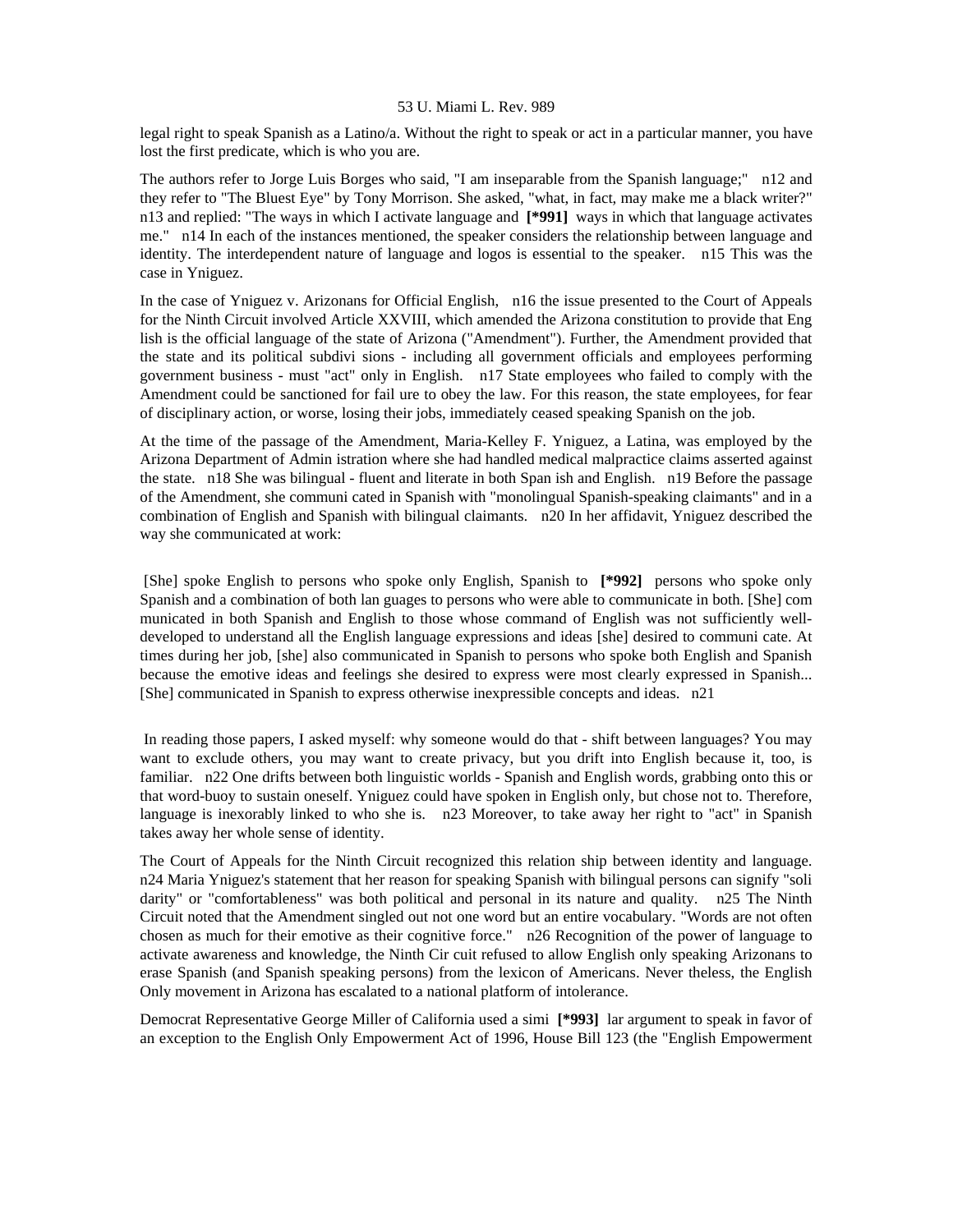legal right to speak Spanish as a Latino/a. Without the right to speak or act in a particular manner, you have lost the first predicate, which is who you are.

The authors refer to Jorge Luis Borges who said, "I am inseparable from the Spanish language;" n12 and they refer to "The Bluest Eye" by Tony Morrison. She asked, "what, in fact, may make me a black writer?" n13 and replied: "The ways in which I activate language and **[*991]** ways in which that language activates me." n14 In each of the instances mentioned, the speaker considers the relationship between language and identity. The interdependent nature of language and logos is essential to the speaker. n15 This was the case in Yniguez.

In the case of Yniguez v. Arizonans for Official English, n16 the issue presented to the Court of Appeals for the Ninth Circuit involved Article XXVIII, which amended the Arizona constitution to provide that Eng lish is the official language of the state of Arizona ("Amendment"). Further, the Amendment provided that the state and its political subdivi sions - including all government officials and employees performing government business - must "act" only in English. n17 State employees who failed to comply with the Amendment could be sanctioned for fail ure to obey the law. For this reason, the state employees, for fear of disciplinary action, or worse, losing their jobs, immediately ceased speaking Spanish on the job.

At the time of the passage of the Amendment, Maria-Kelley F. Yniguez, a Latina, was employed by the Arizona Department of Admin istration where she had handled medical malpractice claims asserted against the state. n18 She was bilingual - fluent and literate in both Span ish and English. n19 Before the passage of the Amendment, she communi cated in Spanish with "monolingual Spanish-speaking claimants" and in a combination of English and Spanish with bilingual claimants. n20 In her affidavit, Yniguez described the way she communicated at work:

> [She] spoke English to persons who spoke only English, Spanish to **[*992]** persons who spoke only Spanish and a combination of both lan guages to persons who were able to communicate in both. [She] com municated in both Spanish and English to those whose command of English was not sufficiently well-developed to understand all the English language expressions and ideas [she] desired to communi cate. At times during her job, [she] also communicated in Spanish to persons who spoke both English and Spanish because the emotive ideas and feelings she desired to express were most clearly expressed in Spanish... [She] communicated in Spanish to express otherwise inexpressible concepts and ideas. n21

In reading those papers, I asked myself: why someone would do that - shift between languages? You may want to exclude others, you may want to create privacy, but you drift into English because it, too, is familiar. n22 One drifts between both linguistic worlds - Spanish and English words, grabbing onto this or that word-buoy to sustain oneself. Yniguez could have spoken in English only, but chose not to. Therefore, language is inexorably linked to who she is. n23 Moreover, to take away her right to "act" in Spanish takes away her whole sense of identity.

The Court of Appeals for the Ninth Circuit recognized this relation ship between identity and language. n24 Maria Yniguez's statement that her reason for speaking Spanish with bilingual persons can signify "soli darity" or "comfortableness" was both political and personal in its nature and quality. n25 The Ninth Circuit noted that the Amendment singled out not one word but an entire vocabulary. "Words are not often chosen as much for their emotive as their cognitive force." n26 Recognition of the power of language to activate awareness and knowledge, the Ninth Cir cuit refused to allow English only speaking Arizonans to erase Spanish (and Spanish speaking persons) from the lexicon of Americans. Never theless, the English Only movement in Arizona has escalated to a national platform of intolerance.

Democrat Representative George Miller of California used a simi **[*993]** lar argument to speak in favor of an exception to the English Only Empowerment Act of 1996, House Bill 123 (the "English Empowerment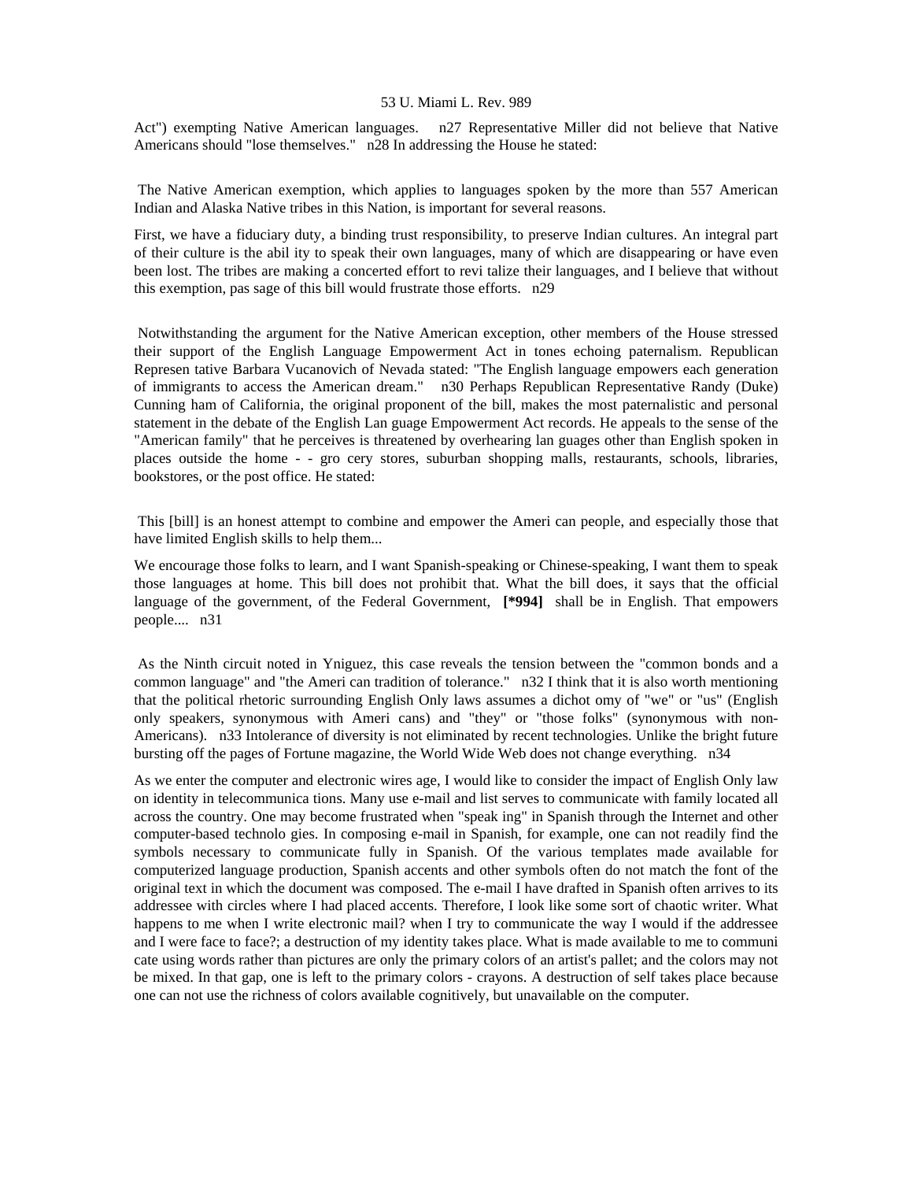Act") exempting Native American languages. n27 Representative Miller did not believe that Native Americans should "lose themselves." n28 In addressing the House he stated:

> The Native American exemption, which applies to languages spoken by the more than 557 American Indian and Alaska Native tribes in this Nation, is important for several reasons.
>
> First, we have a fiduciary duty, a binding trust responsibility, to preserve Indian cultures. An integral part of their culture is the abil ity to speak their own languages, many of which are disappearing or have even been lost. The tribes are making a concerted effort to revi talize their languages, and I believe that without this exemption, pas sage of this bill would frustrate those efforts. n29

Notwithstanding the argument for the Native American exception, other members of the House stressed their support of the English Language Empowerment Act in tones echoing paternalism. Republican Represen tative Barbara Vucanovich of Nevada stated: "The English language empowers each generation of immigrants to access the American dream." n30 Perhaps Republican Representative Randy (Duke) Cunning ham of California, the original proponent of the bill, makes the most paternalistic and personal statement in the debate of the English Lan guage Empowerment Act records. He appeals to the sense of the "American family" that he perceives is threatened by overhearing lan guages other than English spoken in places outside the home - - gro cery stores, suburban shopping malls, restaurants, schools, libraries, bookstores, or the post office. He stated:

> This [bill] is an honest attempt to combine and empower the Ameri can people, and especially those that have limited English skills to help them...
>
> We encourage those folks to learn, and I want Spanish-speaking or Chinese-speaking, I want them to speak those languages at home. This bill does not prohibit that. What the bill does, it says that the official language of the government, of the Federal Government, **[*994]** shall be in English. That empowers people.... n31

As the Ninth circuit noted in Yniguez, this case reveals the tension between the "common bonds and a common language" and "the Ameri can tradition of tolerance." n32 I think that it is also worth mentioning that the political rhetoric surrounding English Only laws assumes a dichot omy of "we" or "us" (English only speakers, synonymous with Ameri cans) and "they" or "those folks" (synonymous with non-Americans). n33 Intolerance of diversity is not eliminated by recent technologies. Unlike the bright future bursting off the pages of Fortune magazine, the World Wide Web does not change everything. n34

As we enter the computer and electronic wires age, I would like to consider the impact of English Only law on identity in telecommunica tions. Many use e-mail and list serves to communicate with family located all across the country. One may become frustrated when "speak ing" in Spanish through the Internet and other computer-based technolo gies. In composing e-mail in Spanish, for example, one can not readily find the symbols necessary to communicate fully in Spanish. Of the various templates made available for computerized language production, Spanish accents and other symbols often do not match the font of the original text in which the document was composed. The e-mail I have drafted in Spanish often arrives to its addressee with circles where I had placed accents. Therefore, I look like some sort of chaotic writer. What happens to me when I write electronic mail? when I try to communicate the way I would if the addressee and I were face to face?; a destruction of my identity takes place. What is made available to me to communi cate using words rather than pictures are only the primary colors of an artist's pallet; and the colors may not be mixed. In that gap, one is left to the primary colors - crayons. A destruction of self takes place because one can not use the richness of colors available cognitively, but unavailable on the computer.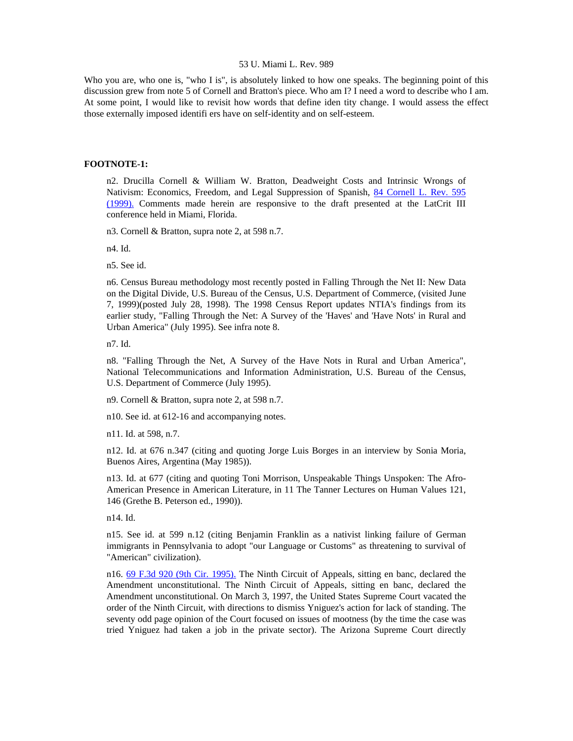Who you are, who one is, "who I is", is absolutely linked to how one speaks. The beginning point of this discussion grew from note 5 of Cornell and Bratton's piece. Who am I? I need a word to describe who I am. At some point, I would like to revisit how words that define iden tity change. I would assess the effect those externally imposed identifi ers have on self-identity and on self-esteem.

**FOOTNOTE-1:**

n2. Drucilla Cornell & William W. Bratton, Deadweight Costs and Intrinsic Wrongs of Nativism: Economics, Freedom, and Legal Suppression of Spanish, 84 Cornell L. Rev. 595 (1999). Comments made herein are responsive to the draft presented at the LatCrit III conference held in Miami, Florida.

n3. Cornell & Bratton, supra note 2, at 598 n.7.

n4. Id.

n5. See id.

n6. Census Bureau methodology most recently posted in Falling Through the Net II: New Data on the Digital Divide, U.S. Bureau of the Census, U.S. Department of Commerce, (visited June 7, 1999)(posted July 28, 1998). The 1998 Census Report updates NTIA's findings from its earlier study, "Falling Through the Net: A Survey of the 'Haves' and 'Have Nots' in Rural and Urban America" (July 1995). See infra note 8.

n7. Id.

n8. "Falling Through the Net, A Survey of the Have Nots in Rural and Urban America", National Telecommunications and Information Administration, U.S. Bureau of the Census, U.S. Department of Commerce (July 1995).

n9. Cornell & Bratton, supra note 2, at 598 n.7.

n10. See id. at 612-16 and accompanying notes.

n11. Id. at 598, n.7.

n12. Id. at 676 n.347 (citing and quoting Jorge Luis Borges in an interview by Sonia Moria, Buenos Aires, Argentina (May 1985)).

n13. Id. at 677 (citing and quoting Toni Morrison, Unspeakable Things Unspoken: The Afro-American Presence in American Literature, in 11 The Tanner Lectures on Human Values 121, 146 (Grethe B. Peterson ed., 1990)).

n14. Id.

n15. See id. at 599 n.12 (citing Benjamin Franklin as a nativist linking failure of German immigrants in Pennsylvania to adopt "our Language or Customs" as threatening to survival of "American" civilization).

n16. 69 F.3d 920 (9th Cir. 1995). The Ninth Circuit of Appeals, sitting en banc, declared the Amendment unconstitutional. The Ninth Circuit of Appeals, sitting en banc, declared the Amendment unconstitutional. On March 3, 1997, the United States Supreme Court vacated the order of the Ninth Circuit, with directions to dismiss Yniguez's action for lack of standing. The seventy odd page opinion of the Court focused on issues of mootness (by the time the case was tried Yniguez had taken a job in the private sector). The Arizona Supreme Court directly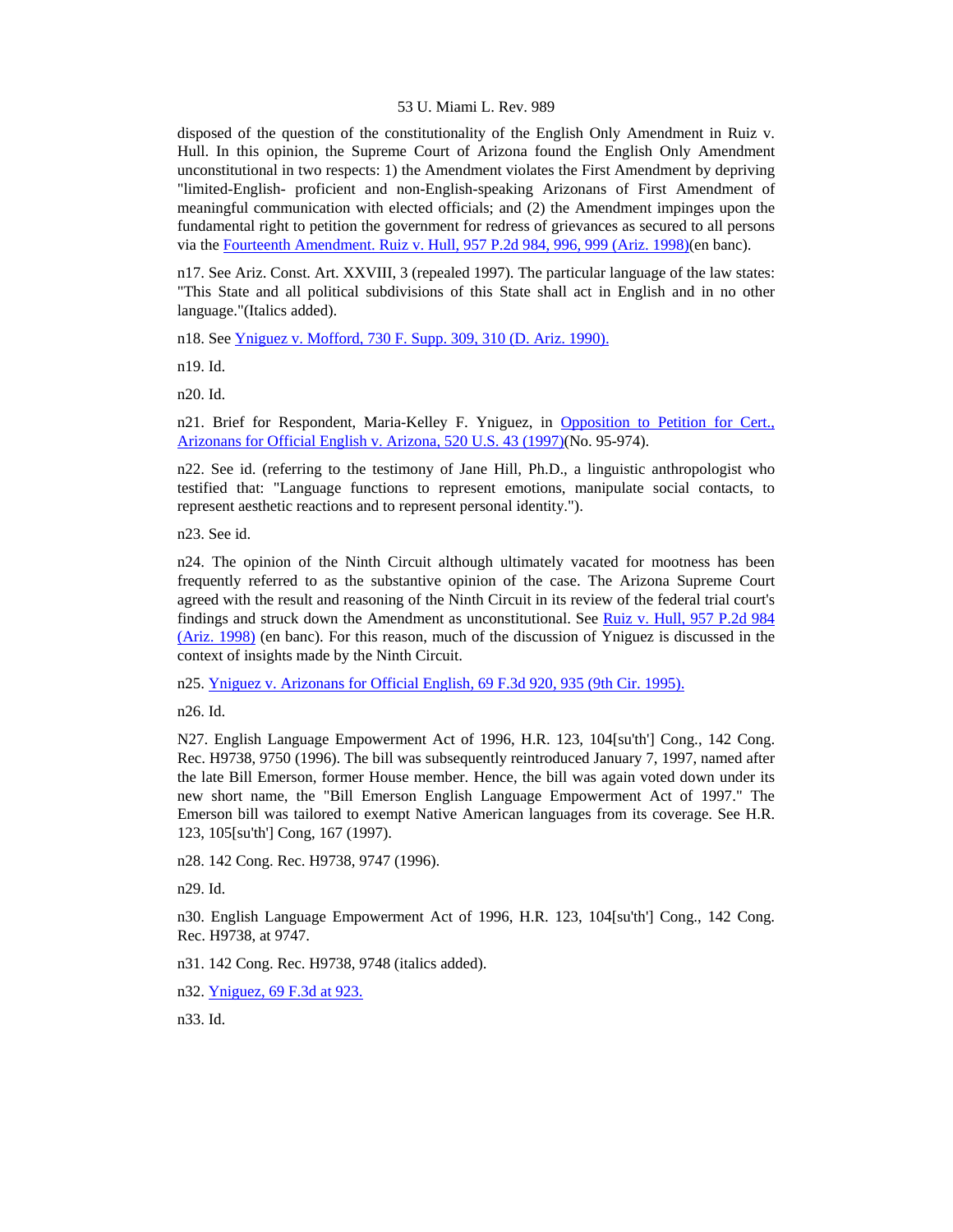disposed of the question of the constitutionality of the English Only Amendment in Ruiz v. Hull. In this opinion, the Supreme Court of Arizona found the English Only Amendment unconstitutional in two respects: 1) the Amendment violates the First Amendment by depriving "limited-English- proficient and non-English-speaking Arizonans of First Amendment of meaningful communication with elected officials; and (2) the Amendment impinges upon the fundamental right to petition the government for redress of grievances as secured to all persons via the Fourteenth Amendment. Ruiz v. Hull, 957 P.2d 984, 996, 999 (Ariz. 1998)(en banc).

n17. See Ariz. Const. Art. XXVIII, 3 (repealed 1997). The particular language of the law states: "This State and all political subdivisions of this State shall act in English and in no other language."(Italics added).

n18. See Yniguez v. Mofford, 730 F. Supp. 309, 310 (D. Ariz. 1990).

n19. Id.

n20. Id.

n21. Brief for Respondent, Maria-Kelley F. Yniguez, in Opposition to Petition for Cert., Arizonans for Official English v. Arizona, 520 U.S. 43 (1997)(No. 95-974).

n22. See id. (referring to the testimony of Jane Hill, Ph.D., a linguistic anthropologist who testified that: "Language functions to represent emotions, manipulate social contacts, to represent aesthetic reactions and to represent personal identity.").

n23. See id.

n24. The opinion of the Ninth Circuit although ultimately vacated for mootness has been frequently referred to as the substantive opinion of the case. The Arizona Supreme Court agreed with the result and reasoning of the Ninth Circuit in its review of the federal trial court's findings and struck down the Amendment as unconstitutional. See Ruiz v. Hull, 957 P.2d 984 (Ariz. 1998) (en banc). For this reason, much of the discussion of Yniguez is discussed in the context of insights made by the Ninth Circuit.

n25. Yniguez v. Arizonans for Official English, 69 F.3d 920, 935 (9th Cir. 1995).

n26. Id.

N27. English Language Empowerment Act of 1996, H.R. 123, 104[su'th'] Cong., 142 Cong. Rec. H9738, 9750 (1996). The bill was subsequently reintroduced January 7, 1997, named after the late Bill Emerson, former House member. Hence, the bill was again voted down under its new short name, the "Bill Emerson English Language Empowerment Act of 1997." The Emerson bill was tailored to exempt Native American languages from its coverage. See H.R. 123, 105[su'th'] Cong, 167 (1997).

n28. 142 Cong. Rec. H9738, 9747 (1996).

n29. Id.

n30. English Language Empowerment Act of 1996, H.R. 123, 104[su'th'] Cong., 142 Cong. Rec. H9738, at 9747.

n31. 142 Cong. Rec. H9738, 9748 (italics added).

n32. Yniguez, 69 F.3d at 923.

n33. Id.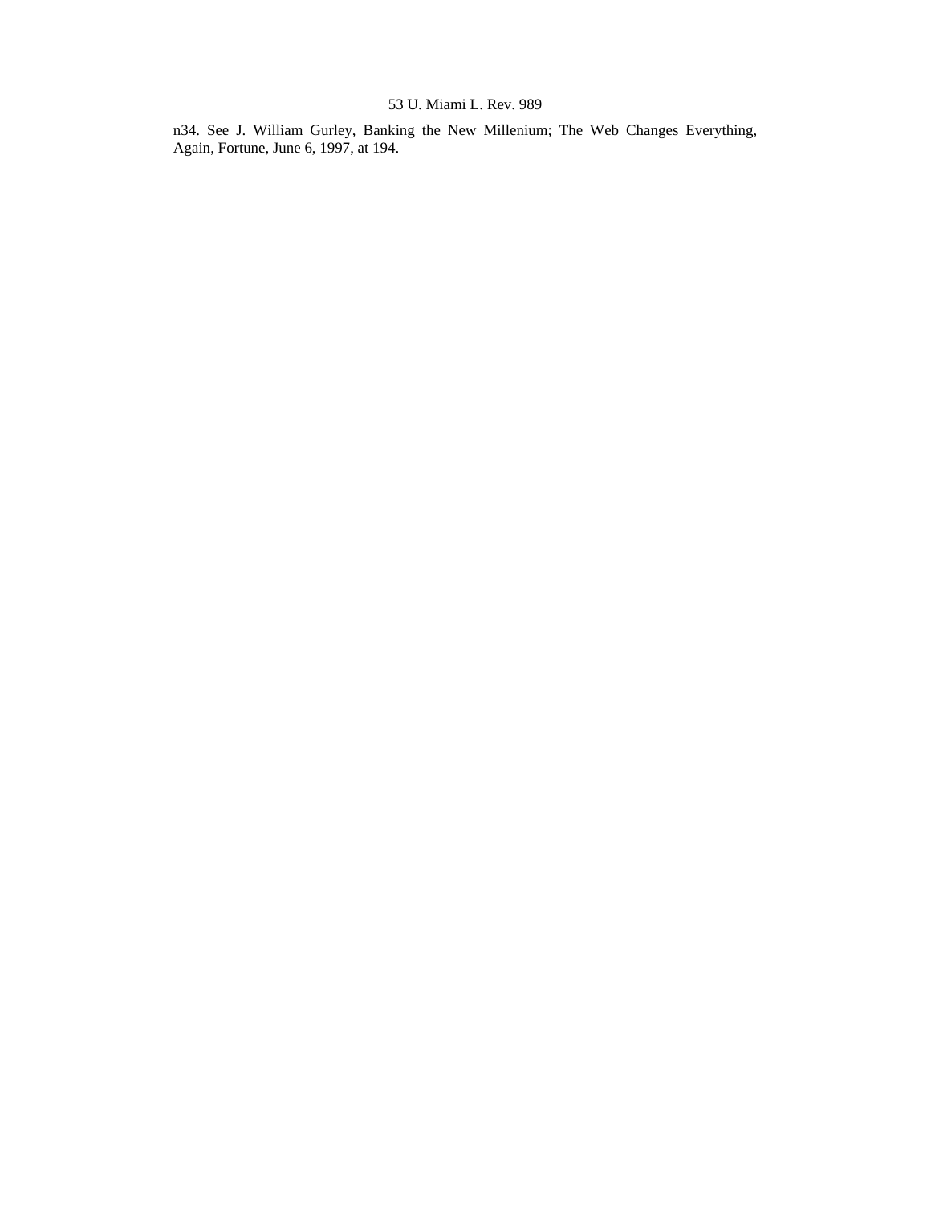n34. See J. William Gurley, Banking the New Millenium; The Web Changes Everything, Again, Fortune, June 6, 1997, at 194.